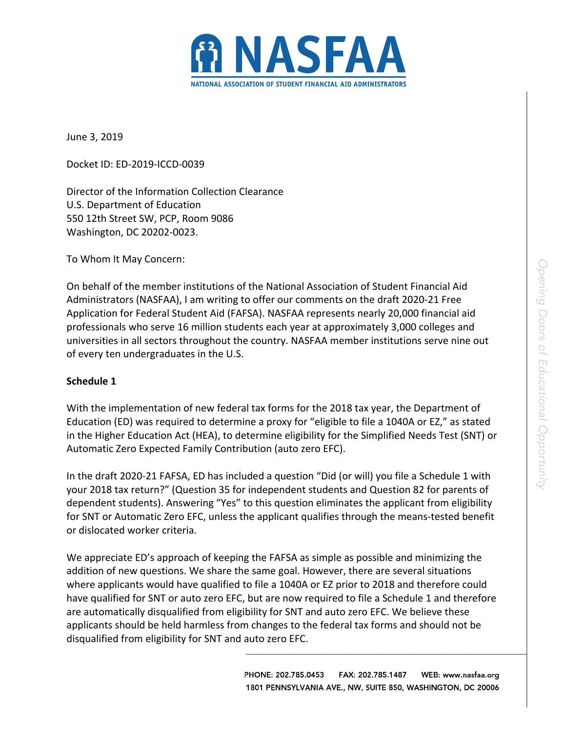June 3, 2019

Docket ID: ED-2019-ICCD-0039

Director of the Information Collection Clearance
U.S. Department of Education
550 12th Street SW, PCP, Room 9086
Washington, DC 20202-0023.

To Whom It May Concern:

On behalf of the member institutions of the National Association of Student Financial Aid Administrators (NASFAA), I am writing to offer our comments on the draft 2020-21 Free Application for Federal Student Aid (FAFSA). NASFAA represents nearly 20,000 financial aid professionals who serve 16 million students each year at approximately 3,000 colleges and universities in all sectors throughout the country. NASFAA member institutions serve nine out of every ten undergraduates in the U.S.

**Schedule 1**

With the implementation of new federal tax forms for the 2018 tax year, the Department of Education (ED) was required to determine a proxy for "eligible to file a 1040A or EZ," as stated in the Higher Education Act (HEA), to determine eligibility for the Simplified Needs Test (SNT) or Automatic Zero Expected Family Contribution (auto zero EFC).

In the draft 2020-21 FAFSA, ED has included a question "Did (or will) you file a Schedule 1 with your 2018 tax return?" (Question 35 for independent students and Question 82 for parents of dependent students). Answering "Yes" to this question eliminates the applicant from eligibility for SNT or Automatic Zero EFC, unless the applicant qualifies through the means-tested benefit or dislocated worker criteria.

We appreciate ED's approach of keeping the FAFSA as simple as possible and minimizing the addition of new questions. We share the same goal. However, there are several situations where applicants would have qualified to file a 1040A or EZ prior to 2018 and therefore could have qualified for SNT or auto zero EFC, but are now required to file a Schedule 1 and therefore are automatically disqualified from eligibility for SNT and auto zero EFC. We believe these applicants should be held harmless from changes to the federal tax forms and should not be disqualified from eligibility for SNT and auto zero EFC.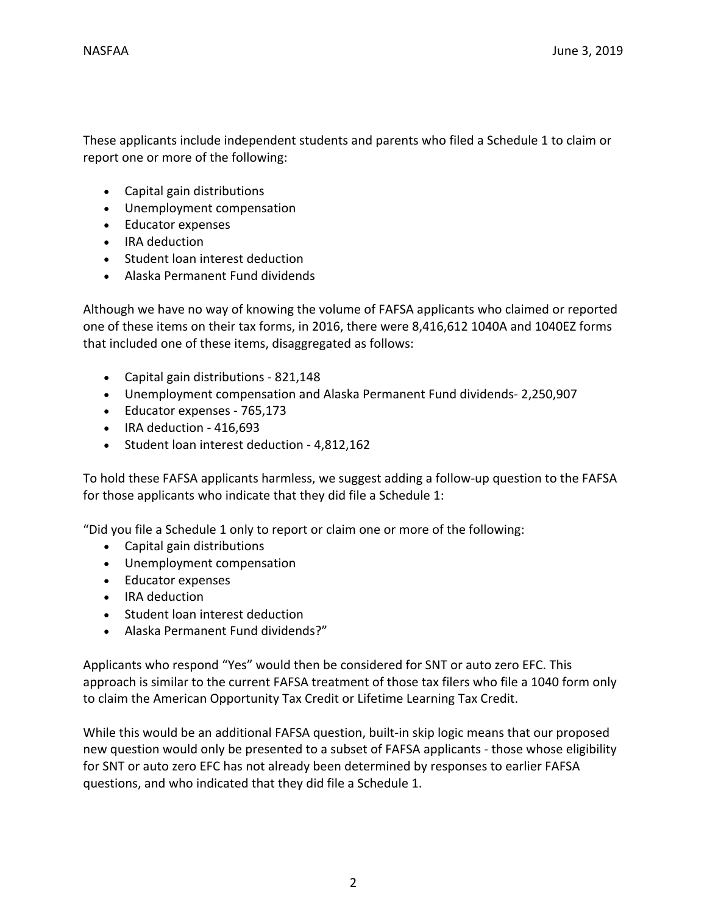These applicants include independent students and parents who filed a Schedule 1 to claim or report one or more of the following:

- Capital gain distributions
- Unemployment compensation
- Educator expenses
- IRA deduction
- Student loan interest deduction
- Alaska Permanent Fund dividends

Although we have no way of knowing the volume of FAFSA applicants who claimed or reported one of these items on their tax forms, in 2016, there were 8,416,612 1040A and 1040EZ forms that included one of these items, disaggregated as follows:

- Capital gain distributions - 821,148
- Unemployment compensation and Alaska Permanent Fund dividends- 2,250,907
- Educator expenses - 765,173
- IRA deduction - 416,693
- Student loan interest deduction - 4,812,162

To hold these FAFSA applicants harmless, we suggest adding a follow-up question to the FAFSA for those applicants who indicate that they did file a Schedule 1:

"Did you file a Schedule 1 only to report or claim one or more of the following:

- Capital gain distributions
- Unemployment compensation
- Educator expenses
- IRA deduction
- Student loan interest deduction
- Alaska Permanent Fund dividends?"

Applicants who respond "Yes" would then be considered for SNT or auto zero EFC. This approach is similar to the current FAFSA treatment of those tax filers who file a 1040 form only to claim the American Opportunity Tax Credit or Lifetime Learning Tax Credit.

While this would be an additional FAFSA question, built-in skip logic means that our proposed new question would only be presented to a subset of FAFSA applicants - those whose eligibility for SNT or auto zero EFC has not already been determined by responses to earlier FAFSA questions, and who indicated that they did file a Schedule 1.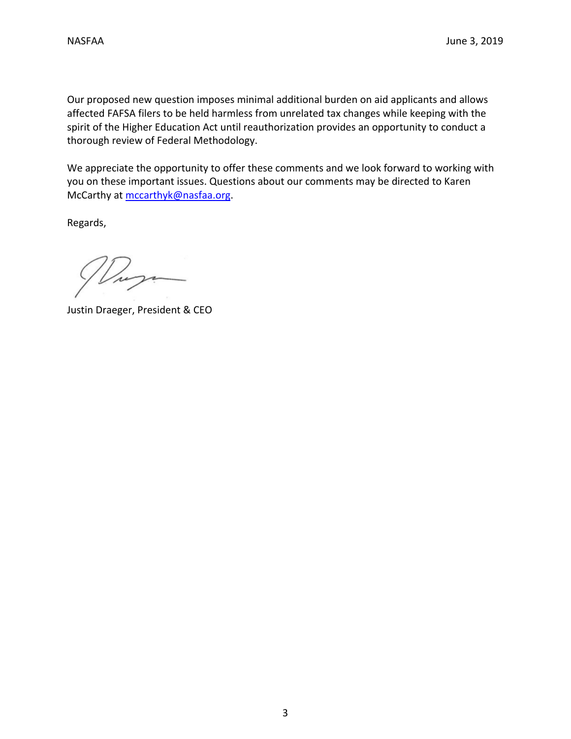Our proposed new question imposes minimal additional burden on aid applicants and allows affected FAFSA filers to be held harmless from unrelated tax changes while keeping with the spirit of the Higher Education Act until reauthorization provides an opportunity to conduct a thorough review of Federal Methodology.

We appreciate the opportunity to offer these comments and we look forward to working with you on these important issues. Questions about our comments may be directed to Karen McCarthy at mccarthyk@nasfaa.org.

Regards,

Justin Draeger, President & CEO